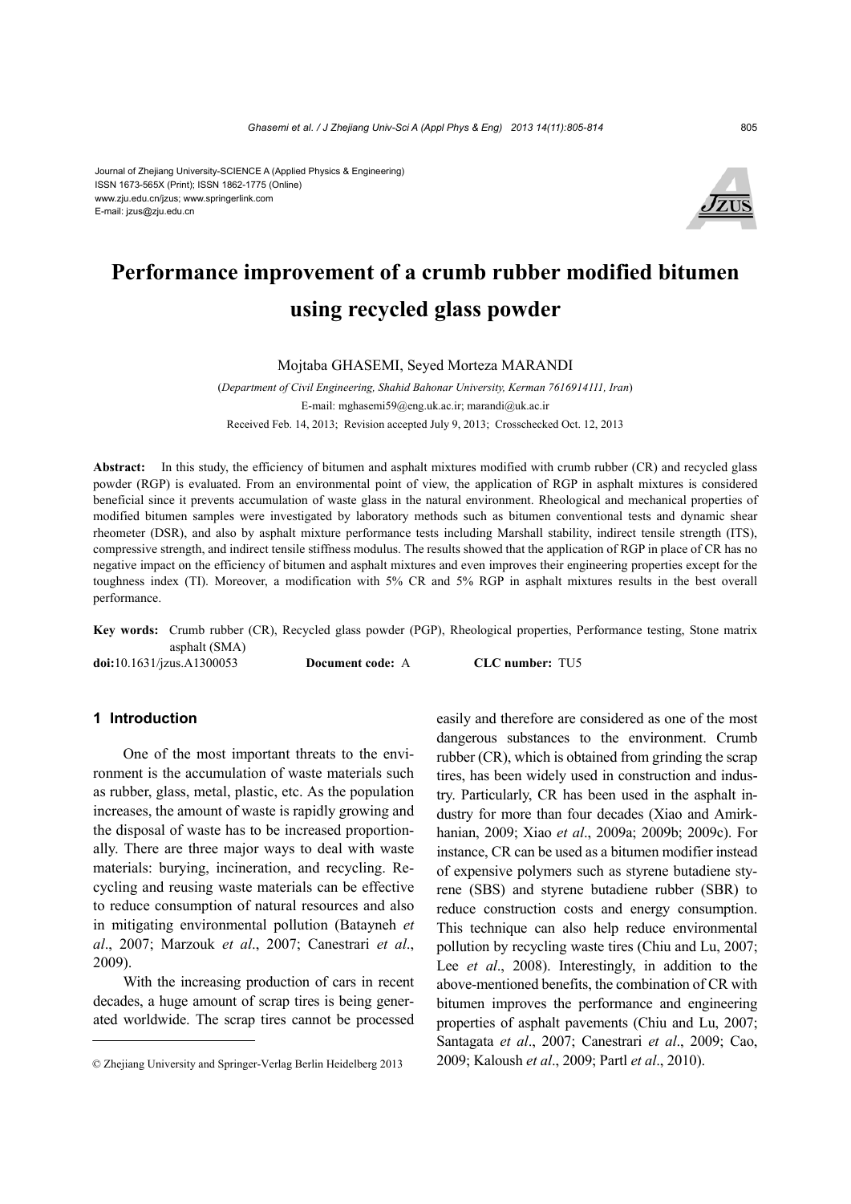Journal of Zhejiang University-SCIENCE A (Applied Physics & Engineering)
ISSN 1673-565X (Print); ISSN 1862-1775 (Online)
www.zju.edu.cn/jzus; www.springerlink.com
E-mail: jzus@zju.edu.cn

# Performance improvement of a crumb rubber modified bitumen using recycled glass powder

Mojtaba GHASEMI, Seyed Morteza MARANDI

(*Department of Civil Engineering, Shahid Bahonar University, Kerman 7616914111, Iran*)

E-mail: mghasemi59@eng.uk.ac.ir; marandi@uk.ac.ir

Received Feb. 14, 2013; Revision accepted July 9, 2013; Crosschecked Oct. 12, 2013

**Abstract:** In this study, the efficiency of bitumen and asphalt mixtures modified with crumb rubber (CR) and recycled glass powder (RGP) is evaluated. From an environmental point of view, the application of RGP in asphalt mixtures is considered beneficial since it prevents accumulation of waste glass in the natural environment. Rheological and mechanical properties of modified bitumen samples were investigated by laboratory methods such as bitumen conventional tests and dynamic shear rheometer (DSR), and also by asphalt mixture performance tests including Marshall stability, indirect tensile strength (ITS), compressive strength, and indirect tensile stiffness modulus. The results showed that the application of RGP in place of CR has no negative impact on the efficiency of bitumen and asphalt mixtures and even improves their engineering properties except for the toughness index (TI). Moreover, a modification with 5% CR and 5% RGP in asphalt mixtures results in the best overall performance.

**Key words:** Crumb rubber (CR), Recycled glass powder (PGP), Rheological properties, Performance testing, Stone matrix asphalt (SMA)

**doi:**10.1631/jzus.A1300053 **Document code:** A **CLC number:** TU5

## 1 Introduction

One of the most important threats to the environment is the accumulation of waste materials such as rubber, glass, metal, plastic, etc. As the population increases, the amount of waste is rapidly growing and the disposal of waste has to be increased proportionally. There are three major ways to deal with waste materials: burying, incineration, and recycling. Recycling and reusing waste materials can be effective to reduce consumption of natural resources and also in mitigating environmental pollution (Batayneh *et al*., 2007; Marzouk *et al*., 2007; Canestrari *et al*., 2009).

With the increasing production of cars in recent decades, a huge amount of scrap tires is being generated worldwide. The scrap tires cannot be processed easily and therefore are considered as one of the most dangerous substances to the environment. Crumb rubber (CR), which is obtained from grinding the scrap tires, has been widely used in construction and industry. Particularly, CR has been used in the asphalt industry for more than four decades (Xiao and Amirkhanian, 2009; Xiao *et al*., 2009a; 2009b; 2009c). For instance, CR can be used as a bitumen modifier instead of expensive polymers such as styrene butadiene styrene (SBS) and styrene butadiene rubber (SBR) to reduce construction costs and energy consumption. This technique can also help reduce environmental pollution by recycling waste tires (Chiu and Lu, 2007; Lee *et al*., 2008). Interestingly, in addition to the above-mentioned benefits, the combination of CR with bitumen improves the performance and engineering properties of asphalt pavements (Chiu and Lu, 2007; Santagata *et al*., 2007; Canestrari *et al*., 2009; Cao, 2009; Kaloush *et al*., 2009; Partl *et al*., 2010).

© Zhejiang University and Springer-Verlag Berlin Heidelberg 2013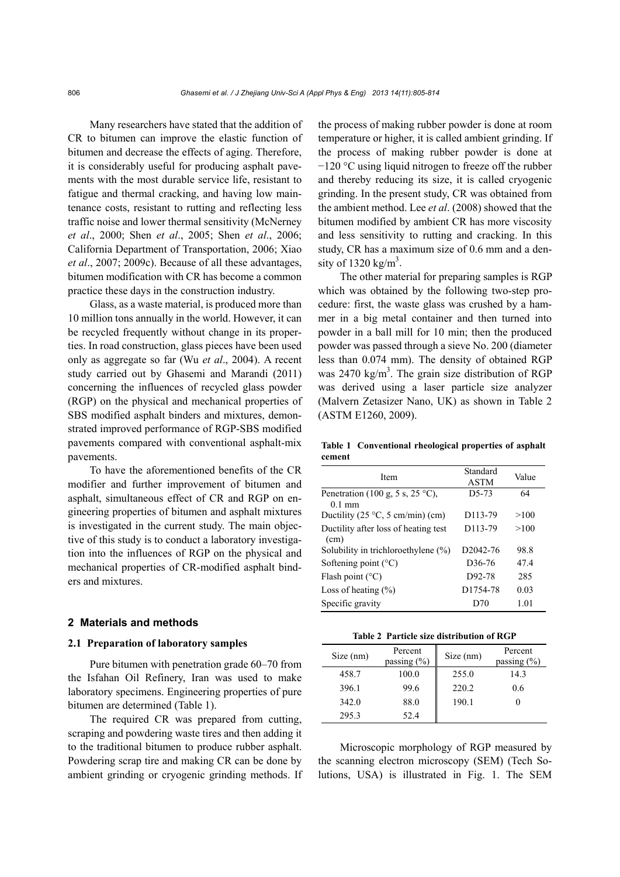Many researchers have stated that the addition of CR to bitumen can improve the elastic function of bitumen and decrease the effects of aging. Therefore, it is considerably useful for producing asphalt pavements with the most durable service life, resistant to fatigue and thermal cracking, and having low maintenance costs, resistant to rutting and reflecting less traffic noise and lower thermal sensitivity (McNerney *et al*., 2000; Shen *et al*., 2005; Shen *et al*., 2006; California Department of Transportation, 2006; Xiao *et al*., 2007; 2009c). Because of all these advantages, bitumen modification with CR has become a common practice these days in the construction industry.

Glass, as a waste material, is produced more than 10 million tons annually in the world. However, it can be recycled frequently without change in its properties. In road construction, glass pieces have been used only as aggregate so far (Wu *et al*., 2004). A recent study carried out by Ghasemi and Marandi (2011) concerning the influences of recycled glass powder (RGP) on the physical and mechanical properties of SBS modified asphalt binders and mixtures, demonstrated improved performance of RGP-SBS modified pavements compared with conventional asphalt-mix pavements.

To have the aforementioned benefits of the CR modifier and further improvement of bitumen and asphalt, simultaneous effect of CR and RGP on engineering properties of bitumen and asphalt mixtures is investigated in the current study. The main objective of this study is to conduct a laboratory investigation into the influences of RGP on the physical and mechanical properties of CR-modified asphalt binders and mixtures.

## 2 Materials and methods

### 2.1 Preparation of laboratory samples

Pure bitumen with penetration grade 60–70 from the Isfahan Oil Refinery, Iran was used to make laboratory specimens. Engineering properties of pure bitumen are determined (Table 1).

The required CR was prepared from cutting, scraping and powdering waste tires and then adding it to the traditional bitumen to produce rubber asphalt. Powdering scrap tire and making CR can be done by ambient grinding or cryogenic grinding methods. If the process of making rubber powder is done at room temperature or higher, it is called ambient grinding. If the process of making rubber powder is done at −120 °C using liquid nitrogen to freeze off the rubber and thereby reducing its size, it is called cryogenic grinding. In the present study, CR was obtained from the ambient method. Lee *et al*. (2008) showed that the bitumen modified by ambient CR has more viscosity and less sensitivity to rutting and cracking. In this study, CR has a maximum size of 0.6 mm and a density of 1320 kg/m$^3$.

The other material for preparing samples is RGP which was obtained by the following two-step procedure: first, the waste glass was crushed by a hammer in a big metal container and then turned into powder in a ball mill for 10 min; then the produced powder was passed through a sieve No. 200 (diameter less than 0.074 mm). The density of obtained RGP was 2470 kg/m$^3$. The grain size distribution of RGP was derived using a laser particle size analyzer (Malvern Zetasizer Nano, UK) as shown in Table 2 (ASTM E1260, 2009).

**Table 1 Conventional rheological properties of asphalt cement**

| Item | Standard ASTM | Value |
|---|---|---|
| Penetration (100 g, 5 s, 25 °C), 0.1 mm | D5-73 | 64 |
| Ductility (25 °C, 5 cm/min) (cm) | D113-79 | >100 |
| Ductility after loss of heating test (cm) | D113-79 | >100 |
| Solubility in trichloroethylene (%) | D2042-76 | 98.8 |
| Softening point (°C) | D36-76 | 47.4 |
| Flash point (°C) | D92-78 | 285 |
| Loss of heating (%) | D1754-78 | 0.03 |
| Specific gravity | D70 | 1.01 |

**Table 2 Particle size distribution of RGP**

| Size (nm) | Percent passing (%) | Size (nm) | Percent passing (%) |
|---|---|---|---|
| 458.7 | 100.0 | 255.0 | 14.3 |
| 396.1 | 99.6 | 220.2 | 0.6 |
| 342.0 | 88.0 | 190.1 | 0 |
| 295.3 | 52.4 | | |

Microscopic morphology of RGP measured by the scanning electron microscopy (SEM) (Tech Solutions, USA) is illustrated in Fig. 1. The SEM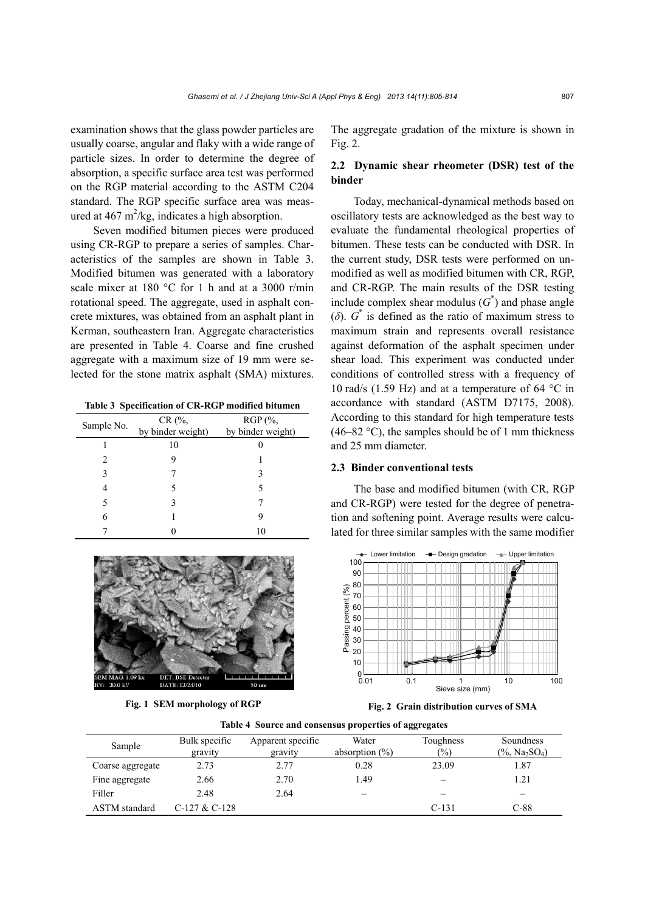examination shows that the glass powder particles are usually coarse, angular and flaky with a wide range of particle sizes. In order to determine the degree of absorption, a specific surface area test was performed on the RGP material according to the ASTM C204 standard. The RGP specific surface area was measured at 467 $m^2/kg$, indicates a high absorption.

Seven modified bitumen pieces were produced using CR-RGP to prepare a series of samples. Characteristics of the samples are shown in Table 3. Modified bitumen was generated with a laboratory scale mixer at 180 °C for 1 h and at a 3000 r/min rotational speed. The aggregate, used in asphalt concrete mixtures, was obtained from an asphalt plant in Kerman, southeastern Iran. Aggregate characteristics are presented in Table 4. Coarse and fine crushed aggregate with a maximum size of 19 mm were selected for the stone matrix asphalt (SMA) mixtures.

**Table 3 Specification of CR-RGP modified bitumen**

| Sample No. | CR (%, by binder weight) | RGP (%, by binder weight) |
|---|---|---|
| 1 | 10 | 0 |
| 2 | 9 | 1 |
| 3 | 7 | 3 |
| 4 | 5 | 5 |
| 5 | 3 | 7 |
| 6 | 1 | 9 |
| 7 | 0 | 10 |

**Fig. 1 SEM morphology of RGP**

The aggregate gradation of the mixture is shown in Fig. 2.

## 2.2 Dynamic shear rheometer (DSR) test of the binder

Today, mechanical-dynamical methods based on oscillatory tests are acknowledged as the best way to evaluate the fundamental rheological properties of bitumen. These tests can be conducted with DSR. In the current study, DSR tests were performed on unmodified as well as modified bitumen with CR, RGP, and CR-RGP. The main results of the DSR testing include complex shear modulus ($G^*$) and phase angle ($\delta$). $G^*$ is defined as the ratio of maximum stress to maximum strain and represents overall resistance against deformation of the asphalt specimen under shear load. This experiment was conducted under conditions of controlled stress with a frequency of 10 rad/s (1.59 Hz) and at a temperature of 64 °C in accordance with standard (ASTM D7175, 2008). According to this standard for high temperature tests (46–82 °C), the samples should be of 1 mm thickness and 25 mm diameter.

## 2.3 Binder conventional tests

The base and modified bitumen (with CR, RGP and CR-RGP) were tested for the degree of penetration and softening point. Average results were calculated for three similar samples with the same modifier

**Fig. 2 Grain distribution curves of SMA**

**Table 4 Source and consensus properties of aggregates**

| Sample | Bulk specific gravity | Apparent specific gravity | Water absorption (%) | Toughness (%) | Soundness (%, $Na_2SO_4$) |
|---|---|---|---|---|---|
| Coarse aggregate | 2.73 | 2.77 | 0.28 | 23.09 | 1.87 |
| Fine aggregate | 2.66 | 2.70 | 1.49 | – | 1.21 |
| Filler | 2.48 | 2.64 | – | – | – |
| ASTM standard | C-127 & C-128 | | | C-131 | C-88 |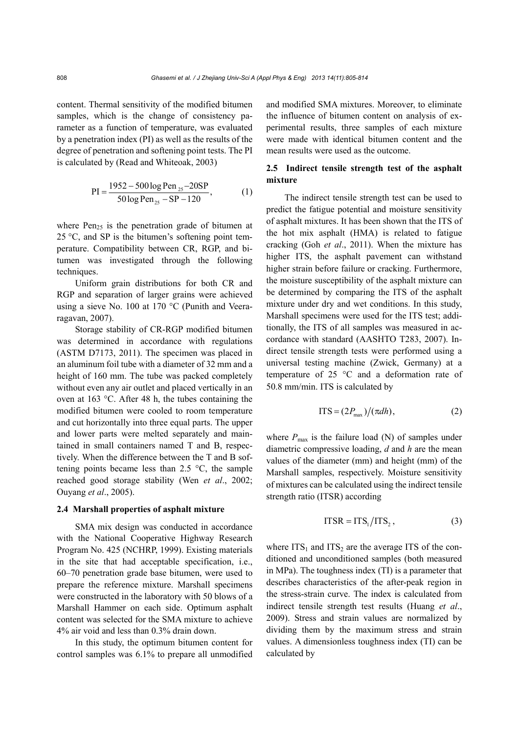content. Thermal sensitivity of the modified bitumen samples, which is the change of consistency parameter as a function of temperature, was evaluated by a penetration index (PI) as well as the results of the degree of penetration and softening point tests. The PI is calculated by (Read and Whiteoak, 2003)

$$\mathrm{PI} = \frac{1952 - 500\log \mathrm{Pen}_{25} - 20\mathrm{SP}}{50\log \mathrm{Pen}_{25} - \mathrm{SP} - 120}, \tag{1}$$

where $\mathrm{Pen}_{25}$ is the penetration grade of bitumen at 25 °C, and SP is the bitumen's softening point temperature. Compatibility between CR, RGP, and bitumen was investigated through the following techniques.

Uniform grain distributions for both CR and RGP and separation of larger grains were achieved using a sieve No. 100 at 170 °C (Punith and Veeraragavan, 2007).

Storage stability of CR-RGP modified bitumen was determined in accordance with regulations (ASTM D7173, 2011). The specimen was placed in an aluminum foil tube with a diameter of 32 mm and a height of 160 mm. The tube was packed completely without even any air outlet and placed vertically in an oven at 163 °C. After 48 h, the tubes containing the modified bitumen were cooled to room temperature and cut horizontally into three equal parts. The upper and lower parts were melted separately and maintained in small containers named T and B, respectively. When the difference between the T and B softening points became less than 2.5 °C, the sample reached good storage stability (Wen *et al*., 2002; Ouyang *et al*., 2005).

### 2.4 Marshall properties of asphalt mixture

SMA mix design was conducted in accordance with the National Cooperative Highway Research Program No. 425 (NCHRP, 1999). Existing materials in the site that had acceptable specification, i.e., 60–70 penetration grade base bitumen, were used to prepare the reference mixture. Marshall specimens were constructed in the laboratory with 50 blows of a Marshall Hammer on each side. Optimum asphalt content was selected for the SMA mixture to achieve 4% air void and less than 0.3% drain down.

In this study, the optimum bitumen content for control samples was 6.1% to prepare all unmodified and modified SMA mixtures. Moreover, to eliminate the influence of bitumen content on analysis of experimental results, three samples of each mixture were made with identical bitumen content and the mean results were used as the outcome.

### 2.5 Indirect tensile strength test of the asphalt mixture

The indirect tensile strength test can be used to predict the fatigue potential and moisture sensitivity of asphalt mixtures. It has been shown that the ITS of the hot mix asphalt (HMA) is related to fatigue cracking (Goh *et al*., 2011). When the mixture has higher ITS, the asphalt pavement can withstand higher strain before failure or cracking. Furthermore, the moisture susceptibility of the asphalt mixture can be determined by comparing the ITS of the asphalt mixture under dry and wet conditions. In this study, Marshall specimens were used for the ITS test; additionally, the ITS of all samples was measured in accordance with standard (AASHTO T283, 2007). Indirect tensile strength tests were performed using a universal testing machine (Zwick, Germany) at a temperature of 25 °C and a deformation rate of 50.8 mm/min. ITS is calculated by

$$\mathrm{ITS} = (2P_{\max})/(\pi d h), \tag{2}$$

where $P_{\max}$ is the failure load (N) of samples under diametric compressive loading, $d$ and $h$ are the mean values of the diameter (mm) and height (mm) of the Marshall samples, respectively. Moisture sensitivity of mixtures can be calculated using the indirect tensile strength ratio (ITSR) according

$$\mathrm{ITSR} = \mathrm{ITS}_1/\mathrm{ITS}_2, \tag{3}$$

where $\mathrm{ITS}_1$ and $\mathrm{ITS}_2$ are the average ITS of the conditioned and unconditioned samples (both measured in MPa). The toughness index (TI) is a parameter that describes characteristics of the after-peak region in the stress-strain curve. The index is calculated from indirect tensile strength test results (Huang *et al*., 2009). Stress and strain values are normalized by dividing them by the maximum stress and strain values. A dimensionless toughness index (TI) can be calculated by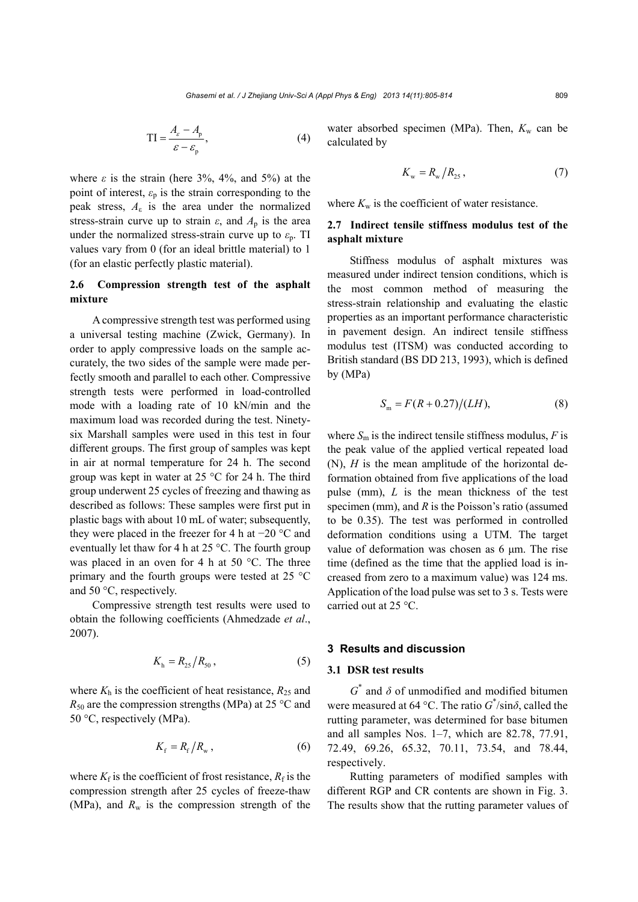$$\mathrm{TI} = \frac{A_\varepsilon - A_\mathrm{p}}{\varepsilon - \varepsilon_\mathrm{p}}, \tag{4}$$

where $\varepsilon$ is the strain (here 3%, 4%, and 5%) at the point of interest, $\varepsilon_\mathrm{p}$ is the strain corresponding to the peak stress, $A_\varepsilon$ is the area under the normalized stress-strain curve up to strain $\varepsilon$, and $A_\mathrm{p}$ is the area under the normalized stress-strain curve up to $\varepsilon_\mathrm{p}$. TI values vary from 0 (for an ideal brittle material) to 1 (for an elastic perfectly plastic material).

### 2.6 Compression strength test of the asphalt mixture

A compressive strength test was performed using a universal testing machine (Zwick, Germany). In order to apply compressive loads on the sample accurately, the two sides of the sample were made perfectly smooth and parallel to each other. Compressive strength tests were performed in load-controlled mode with a loading rate of 10 kN/min and the maximum load was recorded during the test. Ninety-six Marshall samples were used in this test in four different groups. The first group of samples was kept in air at normal temperature for 24 h. The second group was kept in water at 25 °C for 24 h. The third group underwent 25 cycles of freezing and thawing as described as follows: These samples were first put in plastic bags with about 10 mL of water; subsequently, they were placed in the freezer for 4 h at −20 °C and eventually let thaw for 4 h at 25 °C. The fourth group was placed in an oven for 4 h at 50 °C. The three primary and the fourth groups were tested at 25 °C and 50 °C, respectively.

Compressive strength test results were used to obtain the following coefficients (Ahmedzade *et al*., 2007).

$$K_\mathrm{h} = R_{25} / R_{50}, \tag{5}$$

where $K_\mathrm{h}$ is the coefficient of heat resistance, $R_{25}$ and $R_{50}$ are the compression strengths (MPa) at 25 °C and 50 °C, respectively (MPa).

$$K_\mathrm{f} = R_\mathrm{f} / R_\mathrm{w}, \tag{6}$$

where $K_\mathrm{f}$ is the coefficient of frost resistance, $R_\mathrm{f}$ is the compression strength after 25 cycles of freeze-thaw (MPa), and $R_\mathrm{w}$ is the compression strength of the water absorbed specimen (MPa). Then, $K_\mathrm{w}$ can be calculated by

$$K_\mathrm{w} = R_\mathrm{w} / R_{25}, \tag{7}$$

where $K_\mathrm{w}$ is the coefficient of water resistance.

### 2.7 Indirect tensile stiffness modulus test of the asphalt mixture

Stiffness modulus of asphalt mixtures was measured under indirect tension conditions, which is the most common method of measuring the stress-strain relationship and evaluating the elastic properties as an important performance characteristic in pavement design. An indirect tensile stiffness modulus test (ITSM) was conducted according to British standard (BS DD 213, 1993), which is defined by (MPa)

$$S_\mathrm{m} = F(R + 0.27) / (LH), \tag{8}$$

where $S_\mathrm{m}$ is the indirect tensile stiffness modulus, $F$ is the peak value of the applied vertical repeated load (N), $H$ is the mean amplitude of the horizontal deformation obtained from five applications of the load pulse (mm), $L$ is the mean thickness of the test specimen (mm), and $R$ is the Poisson's ratio (assumed to be 0.35). The test was performed in controlled deformation conditions using a UTM. The target value of deformation was chosen as 6 μm. The rise time (defined as the time that the applied load is increased from zero to a maximum value) was 124 ms. Application of the load pulse was set to 3 s. Tests were carried out at 25 °C.

## 3 Results and discussion

### 3.1 DSR test results

$G^*$ and $\delta$ of unmodified and modified bitumen were measured at 64 °C. The ratio $G^*/\sin\delta$, called the rutting parameter, was determined for base bitumen and all samples Nos. 1–7, which are 82.78, 77.91, 72.49, 69.26, 65.32, 70.11, 73.54, and 78.44, respectively.

Rutting parameters of modified samples with different RGP and CR contents are shown in Fig. 3. The results show that the rutting parameter values of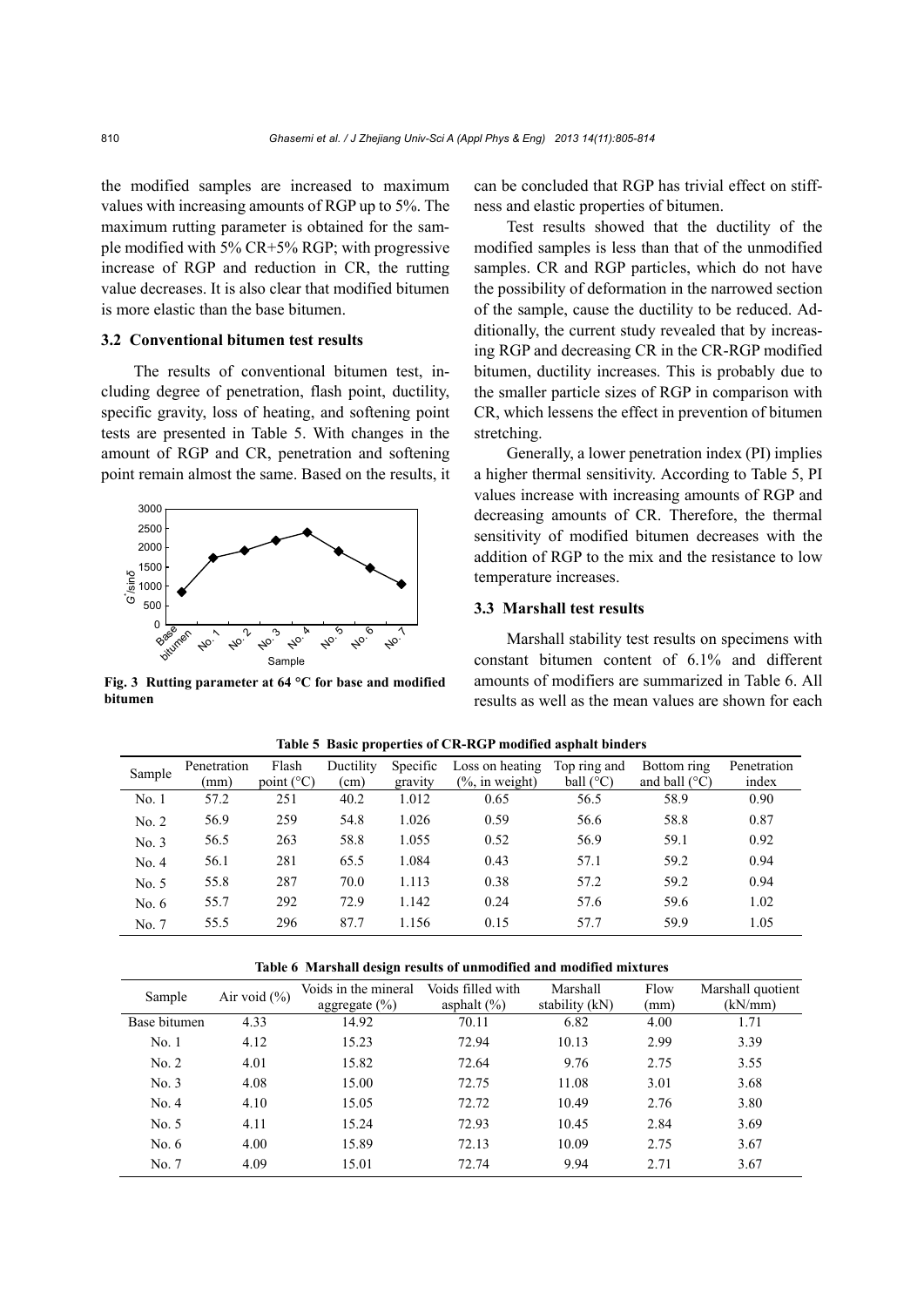the modified samples are increased to maximum values with increasing amounts of RGP up to 5%. The maximum rutting parameter is obtained for the sample modified with 5% CR+5% RGP; with progressive increase of RGP and reduction in CR, the rutting value decreases. It is also clear that modified bitumen is more elastic than the base bitumen.

### 3.2 Conventional bitumen test results

The results of conventional bitumen test, including degree of penetration, flash point, ductility, specific gravity, loss of heating, and softening point tests are presented in Table 5. With changes in the amount of RGP and CR, penetration and softening point remain almost the same. Based on the results, it can be concluded that RGP has trivial effect on stiffness and elastic properties of bitumen.

**Fig. 3 Rutting parameter at 64 °C for base and modified bitumen**

Test results showed that the ductility of the modified samples is less than that of the unmodified samples. CR and RGP particles, which do not have the possibility of deformation in the narrowed section of the sample, cause the ductility to be reduced. Additionally, the current study revealed that by increasing RGP and decreasing CR in the CR-RGP modified bitumen, ductility increases. This is probably due to the smaller particle sizes of RGP in comparison with CR, which lessens the effect in prevention of bitumen stretching.

Generally, a lower penetration index (PI) implies a higher thermal sensitivity. According to Table 5, PI values increase with increasing amounts of RGP and decreasing amounts of CR. Therefore, the thermal sensitivity of modified bitumen decreases with the addition of RGP to the mix and the resistance to low temperature increases.

### 3.3 Marshall test results

Marshall stability test results on specimens with constant bitumen content of 6.1% and different amounts of modifiers are summarized in Table 6. All results as well as the mean values are shown for each

**Table 5 Basic properties of CR-RGP modified asphalt binders**

| Sample | Penetration (mm) | Flash point (°C) | Ductility (cm) | Specific gravity | Loss on heating (%, in weight) | Top ring and ball (°C) | Bottom ring and ball (°C) | Penetration index |
|---|---|---|---|---|---|---|---|---|
| No. 1 | 57.2 | 251 | 40.2 | 1.012 | 0.65 | 56.5 | 58.9 | 0.90 |
| No. 2 | 56.9 | 259 | 54.8 | 1.026 | 0.59 | 56.6 | 58.8 | 0.87 |
| No. 3 | 56.5 | 263 | 58.8 | 1.055 | 0.52 | 56.9 | 59.1 | 0.92 |
| No. 4 | 56.1 | 281 | 65.5 | 1.084 | 0.43 | 57.1 | 59.2 | 0.94 |
| No. 5 | 55.8 | 287 | 70.0 | 1.113 | 0.38 | 57.2 | 59.2 | 0.94 |
| No. 6 | 55.7 | 292 | 72.9 | 1.142 | 0.24 | 57.6 | 59.6 | 1.02 |
| No. 7 | 55.5 | 296 | 87.7 | 1.156 | 0.15 | 57.7 | 59.9 | 1.05 |

**Table 6 Marshall design results of unmodified and modified mixtures**

| Sample | Air void (%) | Voids in the mineral aggregate (%) | Voids filled with asphalt (%) | Marshall stability (kN) | Flow (mm) | Marshall quotient (kN/mm) |
|---|---|---|---|---|---|---|
| Base bitumen | 4.33 | 14.92 | 70.11 | 6.82 | 4.00 | 1.71 |
| No. 1 | 4.12 | 15.23 | 72.94 | 10.13 | 2.99 | 3.39 |
| No. 2 | 4.01 | 15.82 | 72.64 | 9.76 | 2.75 | 3.55 |
| No. 3 | 4.08 | 15.00 | 72.75 | 11.08 | 3.01 | 3.68 |
| No. 4 | 4.10 | 15.05 | 72.72 | 10.49 | 2.76 | 3.80 |
| No. 5 | 4.11 | 15.24 | 72.93 | 10.45 | 2.84 | 3.69 |
| No. 6 | 4.00 | 15.89 | 72.13 | 10.09 | 2.75 | 3.67 |
| No. 7 | 4.09 | 15.01 | 72.74 | 9.94 | 2.71 | 3.67 |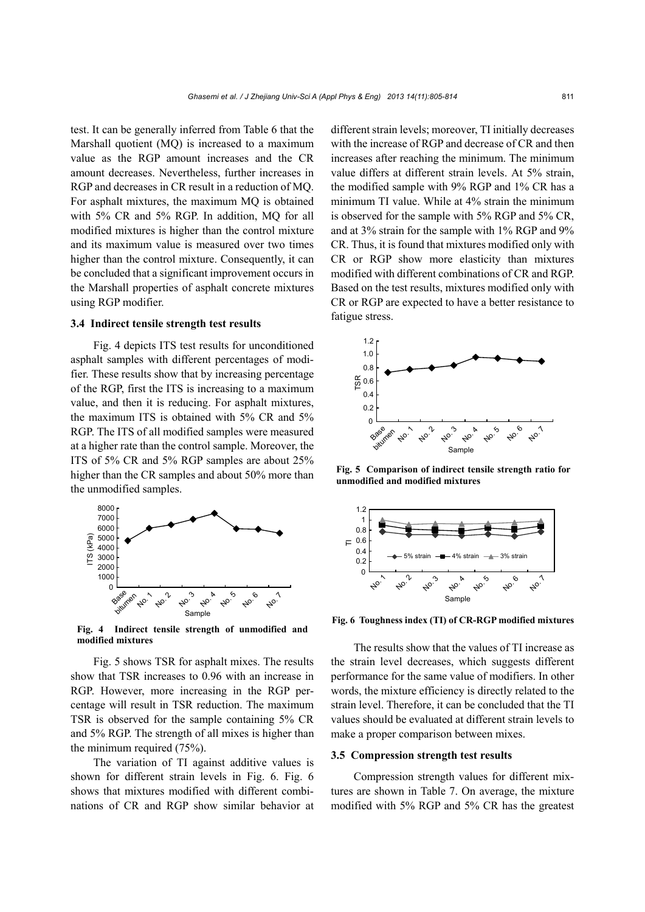test. It can be generally inferred from Table 6 that the Marshall quotient (MQ) is increased to a maximum value as the RGP amount increases and the CR amount decreases. Nevertheless, further increases in RGP and decreases in CR result in a reduction of MQ. For asphalt mixtures, the maximum MQ is obtained with 5% CR and 5% RGP. In addition, MQ for all modified mixtures is higher than the control mixture and its maximum value is measured over two times higher than the control mixture. Consequently, it can be concluded that a significant improvement occurs in the Marshall properties of asphalt concrete mixtures using RGP modifier.

### 3.4 Indirect tensile strength test results

Fig. 4 depicts ITS test results for unconditioned asphalt samples with different percentages of modifier. These results show that by increasing percentage of the RGP, first the ITS is increasing to a maximum value, and then it is reducing. For asphalt mixtures, the maximum ITS is obtained with 5% CR and 5% RGP. The ITS of all modified samples were measured at a higher rate than the control sample. Moreover, the ITS of 5% CR and 5% RGP samples are about 25% higher than the CR samples and about 50% more than the unmodified samples.

**Fig. 4 Indirect tensile strength of unmodified and modified mixtures**

Fig. 5 shows TSR for asphalt mixes. The results show that TSR increases to 0.96 with an increase in RGP. However, more increasing in the RGP percentage will result in TSR reduction. The maximum TSR is observed for the sample containing 5% CR and 5% RGP. The strength of all mixes is higher than the minimum required (75%).

The variation of TI against additive values is shown for different strain levels in Fig. 6. Fig. 6 shows that mixtures modified with different combinations of CR and RGP show similar behavior at different strain levels; moreover, TI initially decreases with the increase of RGP and decrease of CR and then increases after reaching the minimum. The minimum value differs at different strain levels. At 5% strain, the modified sample with 9% RGP and 1% CR has a minimum TI value. While at 4% strain the minimum is observed for the sample with 5% RGP and 5% CR, and at 3% strain for the sample with 1% RGP and 9% CR. Thus, it is found that mixtures modified only with CR or RGP show more elasticity than mixtures modified with different combinations of CR and RGP. Based on the test results, mixtures modified only with CR or RGP are expected to have a better resistance to fatigue stress.

**Fig. 5 Comparison of indirect tensile strength ratio for unmodified and modified mixtures**

**Fig. 6 Toughness index (TI) of CR-RGP modified mixtures**

The results show that the values of TI increase as the strain level decreases, which suggests different performance for the same value of modifiers. In other words, the mixture efficiency is directly related to the strain level. Therefore, it can be concluded that the TI values should be evaluated at different strain levels to make a proper comparison between mixes.

### 3.5 Compression strength test results

Compression strength values for different mixtures are shown in Table 7. On average, the mixture modified with 5% RGP and 5% CR has the greatest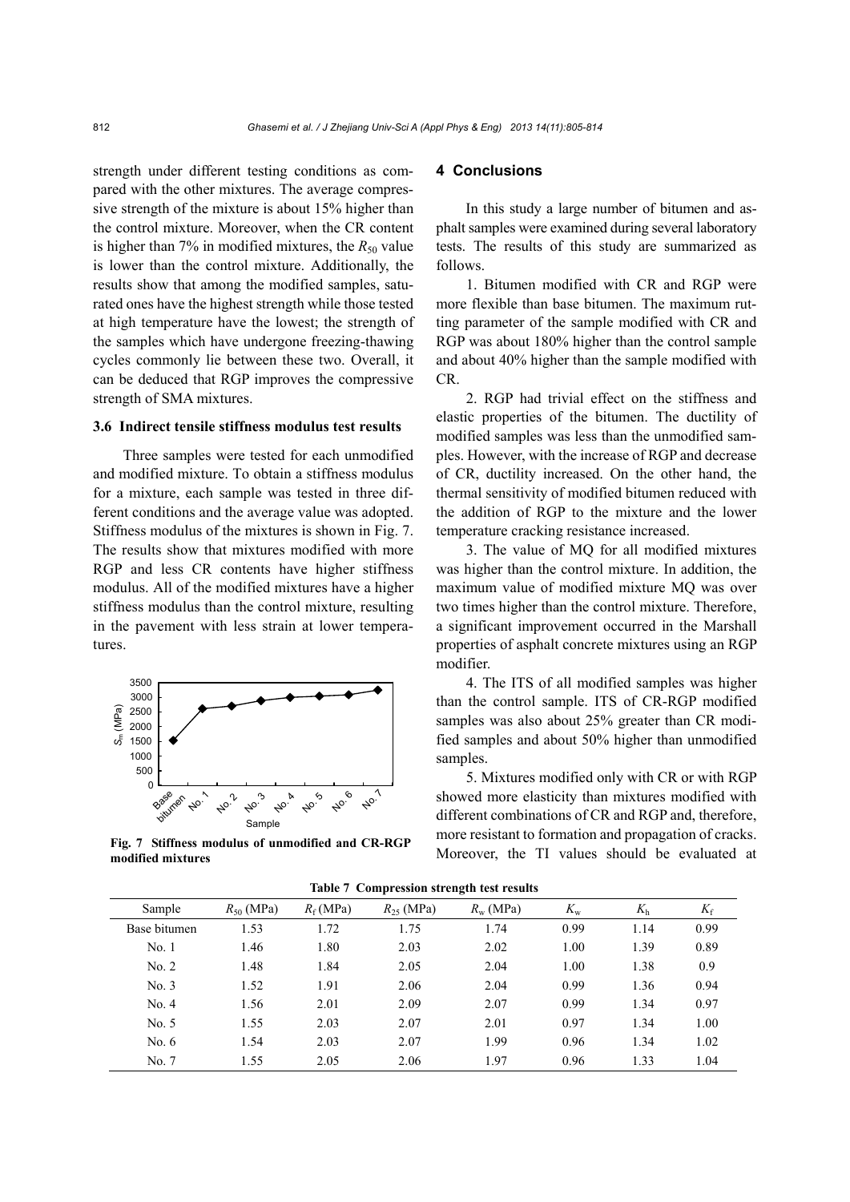strength under different testing conditions as compared with the other mixtures. The average compressive strength of the mixture is about 15% higher than the control mixture. Moreover, when the CR content is higher than 7% in modified mixtures, the $R_{50}$ value is lower than the control mixture. Additionally, the results show that among the modified samples, saturated ones have the highest strength while those tested at high temperature have the lowest; the strength of the samples which have undergone freezing-thawing cycles commonly lie between these two. Overall, it can be deduced that RGP improves the compressive strength of SMA mixtures.

### 3.6 Indirect tensile stiffness modulus test results

Three samples were tested for each unmodified and modified mixture. To obtain a stiffness modulus for a mixture, each sample was tested in three different conditions and the average value was adopted. Stiffness modulus of the mixtures is shown in Fig. 7. The results show that mixtures modified with more RGP and less CR contents have higher stiffness modulus. All of the modified mixtures have a higher stiffness modulus than the control mixture, resulting in the pavement with less strain at lower temperatures.

Fig. 7 Stiffness modulus of unmodified and CR-RGP modified mixtures

## 4 Conclusions

In this study a large number of bitumen and asphalt samples were examined during several laboratory tests. The results of this study are summarized as follows.

1. Bitumen modified with CR and RGP were more flexible than base bitumen. The maximum rutting parameter of the sample modified with CR and RGP was about 180% higher than the control sample and about 40% higher than the sample modified with CR.

2. RGP had trivial effect on the stiffness and elastic properties of the bitumen. The ductility of modified samples was less than the unmodified samples. However, with the increase of RGP and decrease of CR, ductility increased. On the other hand, the thermal sensitivity of modified bitumen reduced with the addition of RGP to the mixture and the lower temperature cracking resistance increased.

3. The value of MQ for all modified mixtures was higher than the control mixture. In addition, the maximum value of modified mixture MQ was over two times higher than the control mixture. Therefore, a significant improvement occurred in the Marshall properties of asphalt concrete mixtures using an RGP modifier.

4. The ITS of all modified samples was higher than the control sample. ITS of CR-RGP modified samples was also about 25% greater than CR modified samples and about 50% higher than unmodified samples.

5. Mixtures modified only with CR or with RGP showed more elasticity than mixtures modified with different combinations of CR and RGP and, therefore, more resistant to formation and propagation of cracks. Moreover, the TI values should be evaluated at

**Table 7 Compression strength test results**

| Sample | $R_{50}$ (MPa) | $R_f$ (MPa) | $R_{25}$ (MPa) | $R_w$ (MPa) | $K_w$ | $K_h$ | $K_f$ |
|---|---|---|---|---|---|---|---|
| Base bitumen | 1.53 | 1.72 | 1.75 | 1.74 | 0.99 | 1.14 | 0.99 |
| No. 1 | 1.46 | 1.80 | 2.03 | 2.02 | 1.00 | 1.39 | 0.89 |
| No. 2 | 1.48 | 1.84 | 2.05 | 2.04 | 1.00 | 1.38 | 0.9 |
| No. 3 | 1.52 | 1.91 | 2.06 | 2.04 | 0.99 | 1.36 | 0.94 |
| No. 4 | 1.56 | 2.01 | 2.09 | 2.07 | 0.99 | 1.34 | 0.97 |
| No. 5 | 1.55 | 2.03 | 2.07 | 2.01 | 0.97 | 1.34 | 1.00 |
| No. 6 | 1.54 | 2.03 | 2.07 | 1.99 | 0.96 | 1.34 | 1.02 |
| No. 7 | 1.55 | 2.05 | 2.06 | 1.97 | 0.96 | 1.33 | 1.04 |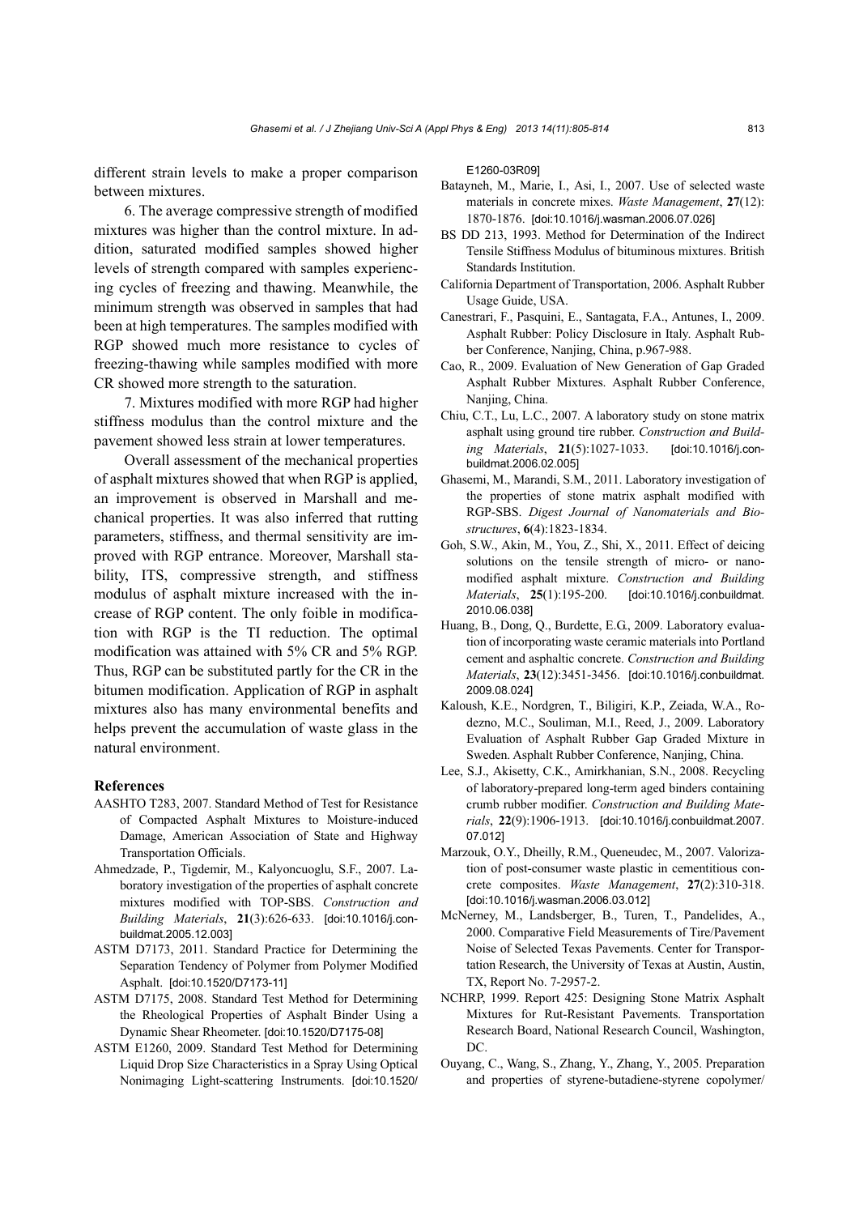different strain levels to make a proper comparison between mixtures.

6. The average compressive strength of modified mixtures was higher than the control mixture. In addition, saturated modified samples showed higher levels of strength compared with samples experiencing cycles of freezing and thawing. Meanwhile, the minimum strength was observed in samples that had been at high temperatures. The samples modified with RGP showed much more resistance to cycles of freezing-thawing while samples modified with more CR showed more strength to the saturation.

7. Mixtures modified with more RGP had higher stiffness modulus than the control mixture and the pavement showed less strain at lower temperatures.

Overall assessment of the mechanical properties of asphalt mixtures showed that when RGP is applied, an improvement is observed in Marshall and mechanical properties. It was also inferred that rutting parameters, stiffness, and thermal sensitivity are improved with RGP entrance. Moreover, Marshall stability, ITS, compressive strength, and stiffness modulus of asphalt mixture increased with the increase of RGP content. The only foible in modification with RGP is the TI reduction. The optimal modification was attained with 5% CR and 5% RGP. Thus, RGP can be substituted partly for the CR in the bitumen modification. Application of RGP in asphalt mixtures also has many environmental benefits and helps prevent the accumulation of waste glass in the natural environment.

## References

AASHTO T283, 2007. Standard Method of Test for Resistance of Compacted Asphalt Mixtures to Moisture-induced Damage, American Association of State and Highway Transportation Officials.

Ahmedzade, P., Tigdemir, M., Kalyoncuoglu, S.F., 2007. Laboratory investigation of the properties of asphalt concrete mixtures modified with TOP-SBS. *Construction and Building Materials*, **21**(3):626-633. [doi:10.1016/j.conbuildmat.2005.12.003]

ASTM D7173, 2011. Standard Practice for Determining the Separation Tendency of Polymer from Polymer Modified Asphalt. [doi:10.1520/D7173-11]

ASTM D7175, 2008. Standard Test Method for Determining the Rheological Properties of Asphalt Binder Using a Dynamic Shear Rheometer. [doi:10.1520/D7175-08]

ASTM E1260, 2009. Standard Test Method for Determining Liquid Drop Size Characteristics in a Spray Using Optical Nonimaging Light-scattering Instruments. [doi:10.1520/E1260-03R09]

Batayneh, M., Marie, I., Asi, I., 2007. Use of selected waste materials in concrete mixes. *Waste Management*, **27**(12): 1870-1876. [doi:10.1016/j.wasman.2006.07.026]

BS DD 213, 1993. Method for Determination of the Indirect Tensile Stiffness Modulus of bituminous mixtures. British Standards Institution.

California Department of Transportation, 2006. Asphalt Rubber Usage Guide, USA.

Canestrari, F., Pasquini, E., Santagata, F.A., Antunes, I., 2009. Asphalt Rubber: Policy Disclosure in Italy. Asphalt Rubber Conference, Nanjing, China, p.967-988.

Cao, R., 2009. Evaluation of New Generation of Gap Graded Asphalt Rubber Mixtures. Asphalt Rubber Conference, Nanjing, China.

Chiu, C.T., Lu, L.C., 2007. A laboratory study on stone matrix asphalt using ground tire rubber. *Construction and Building Materials*, **21**(5):1027-1033. [doi:10.1016/j.conbuildmat.2006.02.005]

Ghasemi, M., Marandi, S.M., 2011. Laboratory investigation of the properties of stone matrix asphalt modified with RGP-SBS. *Digest Journal of Nanomaterials and Biostructures*, **6**(4):1823-1834.

Goh, S.W., Akin, M., You, Z., Shi, X., 2011. Effect of deicing solutions on the tensile strength of micro- or nano-modified asphalt mixture. *Construction and Building Materials*, **25**(1):195-200. [doi:10.1016/j.conbuildmat.2010.06.038]

Huang, B., Dong, Q., Burdette, E.G., 2009. Laboratory evaluation of incorporating waste ceramic materials into Portland cement and asphaltic concrete. *Construction and Building Materials*, **23**(12):3451-3456. [doi:10.1016/j.conbuildmat.2009.08.024]

Kaloush, K.E., Nordgren, T., Biligiri, K.P., Zeiada, W.A., Rodezno, M.C., Souliman, M.I., Reed, J., 2009. Laboratory Evaluation of Asphalt Rubber Gap Graded Mixture in Sweden. Asphalt Rubber Conference, Nanjing, China.

Lee, S.J., Akisetty, C.K., Amirkhanian, S.N., 2008. Recycling of laboratory-prepared long-term aged binders containing crumb rubber modifier. *Construction and Building Materials*, **22**(9):1906-1913. [doi:10.1016/j.conbuildmat.2007.07.012]

Marzouk, O.Y., Dheilly, R.M., Queneudec, M., 2007. Valorization of post-consumer waste plastic in cementitious concrete composites. *Waste Management*, **27**(2):310-318. [doi:10.1016/j.wasman.2006.03.012]

McNerney, M., Landsberger, B., Turen, T., Pandelides, A., 2000. Comparative Field Measurements of Tire/Pavement Noise of Selected Texas Pavements. Center for Transportation Research, the University of Texas at Austin, Austin, TX, Report No. 7-2957-2.

NCHRP, 1999. Report 425: Designing Stone Matrix Asphalt Mixtures for Rut-Resistant Pavements. Transportation Research Board, National Research Council, Washington, DC.

Ouyang, C., Wang, S., Zhang, Y., Zhang, Y., 2005. Preparation and properties of styrene-butadiene-styrene copolymer/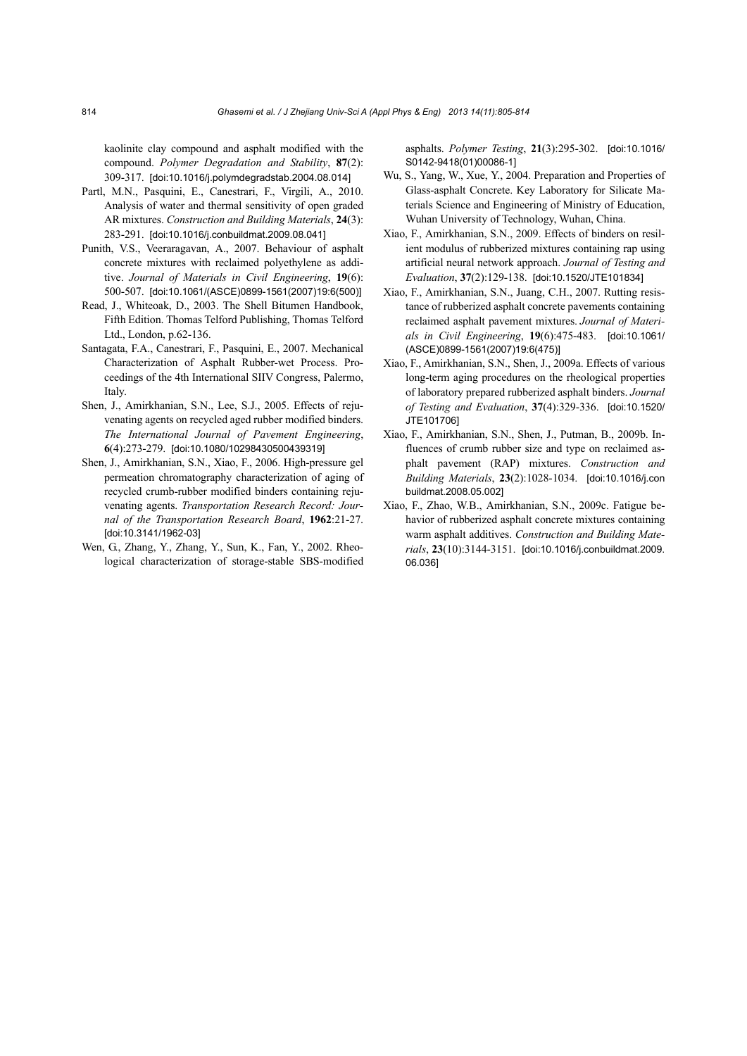kaolinite clay compound and asphalt modified with the compound. *Polymer Degradation and Stability*, **87**(2): 309-317. [doi:10.1016/j.polymdegradstab.2004.08.014]

Partl, M.N., Pasquini, E., Canestrari, F., Virgili, A., 2010. Analysis of water and thermal sensitivity of open graded AR mixtures. *Construction and Building Materials*, **24**(3): 283-291. [doi:10.1016/j.conbuildmat.2009.08.041]

Punith, V.S., Veeraragavan, A., 2007. Behaviour of asphalt concrete mixtures with reclaimed polyethylene as additive. *Journal of Materials in Civil Engineering*, **19**(6): 500-507. [doi:10.1061/(ASCE)0899-1561(2007)19:6(500)]

Read, J., Whiteoak, D., 2003. The Shell Bitumen Handbook, Fifth Edition. Thomas Telford Publishing, Thomas Telford Ltd., London, p.62-136.

Santagata, F.A., Canestrari, F., Pasquini, E., 2007. Mechanical Characterization of Asphalt Rubber-wet Process. Proceedings of the 4th International SIIV Congress, Palermo, Italy.

Shen, J., Amirkhanian, S.N., Lee, S.J., 2005. Effects of rejuvenating agents on recycled aged rubber modified binders. *The International Journal of Pavement Engineering*, **6**(4):273-279. [doi:10.1080/10298430500439319]

Shen, J., Amirkhanian, S.N., Xiao, F., 2006. High-pressure gel permeation chromatography characterization of aging of recycled crumb-rubber modified binders containing rejuvenating agents. *Transportation Research Record: Journal of the Transportation Research Board*, **1962**:21-27. [doi:10.3141/1962-03]

Wen, G., Zhang, Y., Zhang, Y., Sun, K., Fan, Y., 2002. Rheological characterization of storage-stable SBS-modified asphalts. *Polymer Testing*, **21**(3):295-302. [doi:10.1016/S0142-9418(01)00086-1]

Wu, S., Yang, W., Xue, Y., 2004. Preparation and Properties of Glass-asphalt Concrete. Key Laboratory for Silicate Materials Science and Engineering of Ministry of Education, Wuhan University of Technology, Wuhan, China.

Xiao, F., Amirkhanian, S.N., 2009. Effects of binders on resilient modulus of rubberized mixtures containing rap using artificial neural network approach. *Journal of Testing and Evaluation*, **37**(2):129-138. [doi:10.1520/JTE101834]

Xiao, F., Amirkhanian, S.N., Juang, C.H., 2007. Rutting resistance of rubberized asphalt concrete pavements containing reclaimed asphalt pavement mixtures. *Journal of Materials in Civil Engineering*, **19**(6):475-483. [doi:10.1061/(ASCE)0899-1561(2007)19:6(475)]

Xiao, F., Amirkhanian, S.N., Shen, J., 2009a. Effects of various long-term aging procedures on the rheological properties of laboratory prepared rubberized asphalt binders. *Journal of Testing and Evaluation*, **37**(4):329-336. [doi:10.1520/JTE101706]

Xiao, F., Amirkhanian, S.N., Shen, J., Putman, B., 2009b. Influences of crumb rubber size and type on reclaimed asphalt pavement (RAP) mixtures. *Construction and Building Materials*, **23**(2):1028-1034. [doi:10.1016/j.conbuildmat.2008.05.002]

Xiao, F., Zhao, W.B., Amirkhanian, S.N., 2009c. Fatigue behavior of rubberized asphalt concrete mixtures containing warm asphalt additives. *Construction and Building Materials*, **23**(10):3144-3151. [doi:10.1016/j.conbuildmat.2009.06.036]